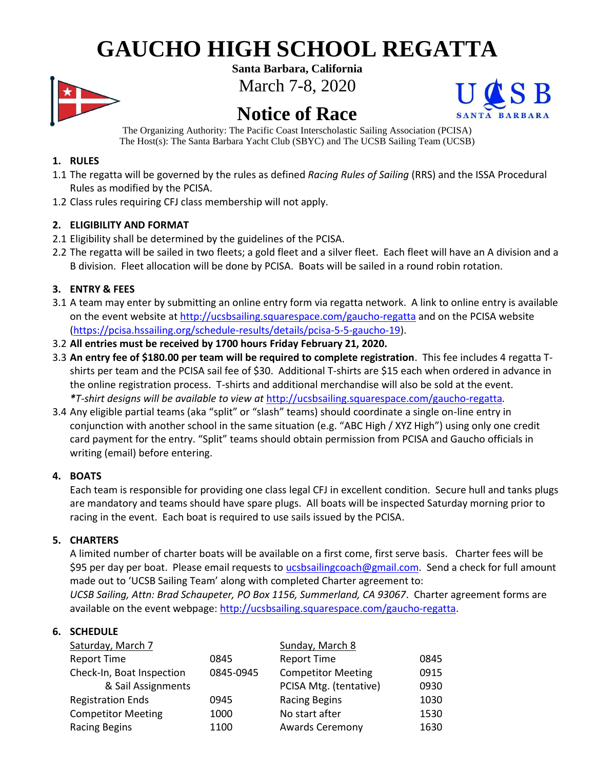# GAUCHO HIGH SCHOOL REGATTA

**Santa Barbara, California**

March 7-8, 2020

## Notice of Race

The Organizing Authority: The Pacific Coast Interscholastic Sailing Association (PCISA)
The Host(s): The Santa Barbara Yacht Club (SBYC) and The UCSB Sailing Team (UCSB)

### 1. RULES

1.1 The regatta will be governed by the rules as defined *Racing Rules of Sailing* (RRS) and the ISSA Procedural Rules as modified by the PCISA.

1.2 Class rules requiring CFJ class membership will not apply.

### 2. ELIGIBILITY AND FORMAT

2.1 Eligibility shall be determined by the guidelines of the PCISA.

2.2 The regatta will be sailed in two fleets; a gold fleet and a silver fleet. Each fleet will have an A division and a B division. Fleet allocation will be done by PCISA. Boats will be sailed in a round robin rotation.

### 3. ENTRY & FEES

3.1 A team may enter by submitting an online entry form via regatta network. A link to online entry is available on the event website at http://ucsbsailing.squarespace.com/gaucho-regatta and on the PCISA website (https://pcisa.hssailing.org/schedule-results/details/pcisa-5-5-gaucho-19).

3.2 **All entries must be received by 1700 hours Friday February 21, 2020.**

3.3 **An entry fee of $180.00 per team will be required to complete registration**. This fee includes 4 regatta T-shirts per team and the PCISA sail fee of $30. Additional T-shirts are $15 each when ordered in advance in the online registration process. T-shirts and additional merchandise will also be sold at the event. **T-shirt designs will be available to view at* http://ucsbsailing.squarespace.com/gaucho-regatta*.*

3.4 Any eligible partial teams (aka "split" or "slash" teams) should coordinate a single on-line entry in conjunction with another school in the same situation (e.g. "ABC High / XYZ High") using only one credit card payment for the entry. "Split" teams should obtain permission from PCISA and Gaucho officials in writing (email) before entering.

### 4. BOATS

Each team is responsible for providing one class legal CFJ in excellent condition. Secure hull and tanks plugs are mandatory and teams should have spare plugs. All boats will be inspected Saturday morning prior to racing in the event. Each boat is required to use sails issued by the PCISA.

### 5. CHARTERS

A limited number of charter boats will be available on a first come, first serve basis. Charter fees will be $95 per day per boat. Please email requests to ucsbsailingcoach@gmail.com. Send a check for full amount made out to 'UCSB Sailing Team' along with completed Charter agreement to:
*UCSB Sailing, Attn: Brad Schaupeter, PO Box 1156, Summerland, CA 93067*. Charter agreement forms are available on the event webpage: http://ucsbsailing.squarespace.com/gaucho-regatta.

### 6. SCHEDULE

| Saturday, March 7 | | Sunday, March 8 | |
|---|---|---|---|
| Report Time | 0845 | Report Time | 0845 |
| Check-In, Boat Inspection & Sail Assignments | 0845-0945 | Competitor Meeting | 0915 |
| | | PCISA Mtg. (tentative) | 0930 |
| Registration Ends | 0945 | Racing Begins | 1030 |
| Competitor Meeting | 1000 | No start after | 1530 |
| Racing Begins | 1100 | Awards Ceremony | 1630 |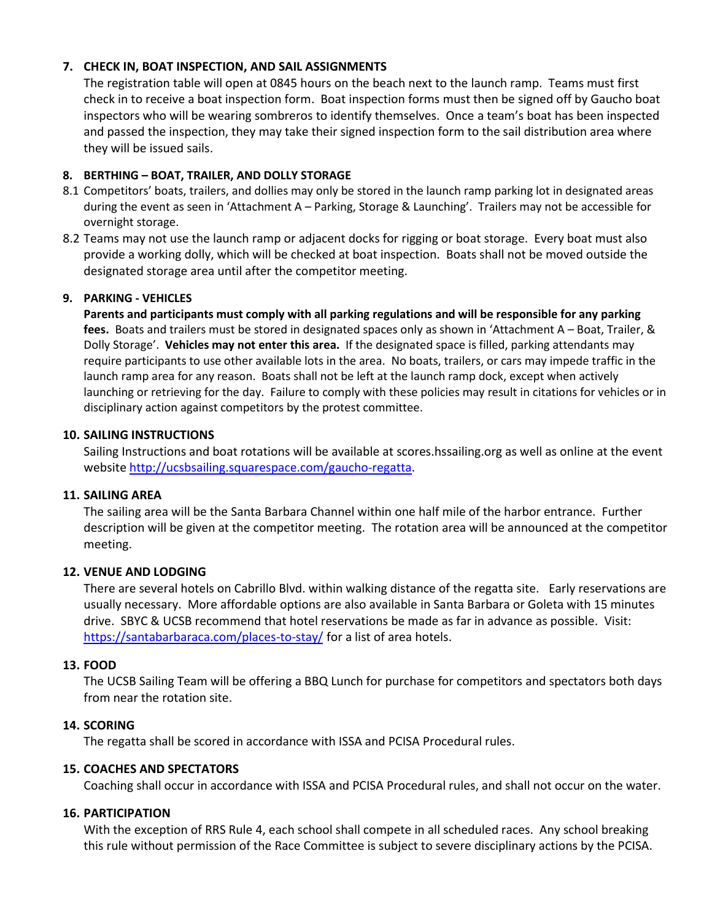## 7. CHECK IN, BOAT INSPECTION, AND SAIL ASSIGNMENTS

The registration table will open at 0845 hours on the beach next to the launch ramp. Teams must first check in to receive a boat inspection form. Boat inspection forms must then be signed off by Gaucho boat inspectors who will be wearing sombreros to identify themselves. Once a team's boat has been inspected and passed the inspection, they may take their signed inspection form to the sail distribution area where they will be issued sails.

## 8. BERTHING – BOAT, TRAILER, AND DOLLY STORAGE

8.1 Competitors' boats, trailers, and dollies may only be stored in the launch ramp parking lot in designated areas during the event as seen in 'Attachment A – Parking, Storage & Launching'. Trailers may not be accessible for overnight storage.

8.2 Teams may not use the launch ramp or adjacent docks for rigging or boat storage. Every boat must also provide a working dolly, which will be checked at boat inspection. Boats shall not be moved outside the designated storage area until after the competitor meeting.

## 9. PARKING - VEHICLES

**Parents and participants must comply with all parking regulations and will be responsible for any parking fees.** Boats and trailers must be stored in designated spaces only as shown in 'Attachment A – Boat, Trailer, & Dolly Storage'. **Vehicles may not enter this area.** If the designated space is filled, parking attendants may require participants to use other available lots in the area. No boats, trailers, or cars may impede traffic in the launch ramp area for any reason. Boats shall not be left at the launch ramp dock, except when actively launching or retrieving for the day. Failure to comply with these policies may result in citations for vehicles or in disciplinary action against competitors by the protest committee.

## 10. SAILING INSTRUCTIONS

Sailing Instructions and boat rotations will be available at scores.hssailing.org as well as online at the event website [http://ucsbsailing.squarespace.com/gaucho-regatta](http://ucsbsailing.squarespace.com/gaucho-regatta).

## 11. SAILING AREA

The sailing area will be the Santa Barbara Channel within one half mile of the harbor entrance. Further description will be given at the competitor meeting. The rotation area will be announced at the competitor meeting.

## 12. VENUE AND LODGING

There are several hotels on Cabrillo Blvd. within walking distance of the regatta site. Early reservations are usually necessary. More affordable options are also available in Santa Barbara or Goleta with 15 minutes drive. SBYC & UCSB recommend that hotel reservations be made as far in advance as possible. Visit: [https://santabarbaraca.com/places-to-stay/](https://santabarbaraca.com/places-to-stay/) for a list of area hotels.

## 13. FOOD

The UCSB Sailing Team will be offering a BBQ Lunch for purchase for competitors and spectators both days from near the rotation site.

## 14. SCORING

The regatta shall be scored in accordance with ISSA and PCISA Procedural rules.

## 15. COACHES AND SPECTATORS

Coaching shall occur in accordance with ISSA and PCISA Procedural rules, and shall not occur on the water.

## 16. PARTICIPATION

With the exception of RRS Rule 4, each school shall compete in all scheduled races. Any school breaking this rule without permission of the Race Committee is subject to severe disciplinary actions by the PCISA.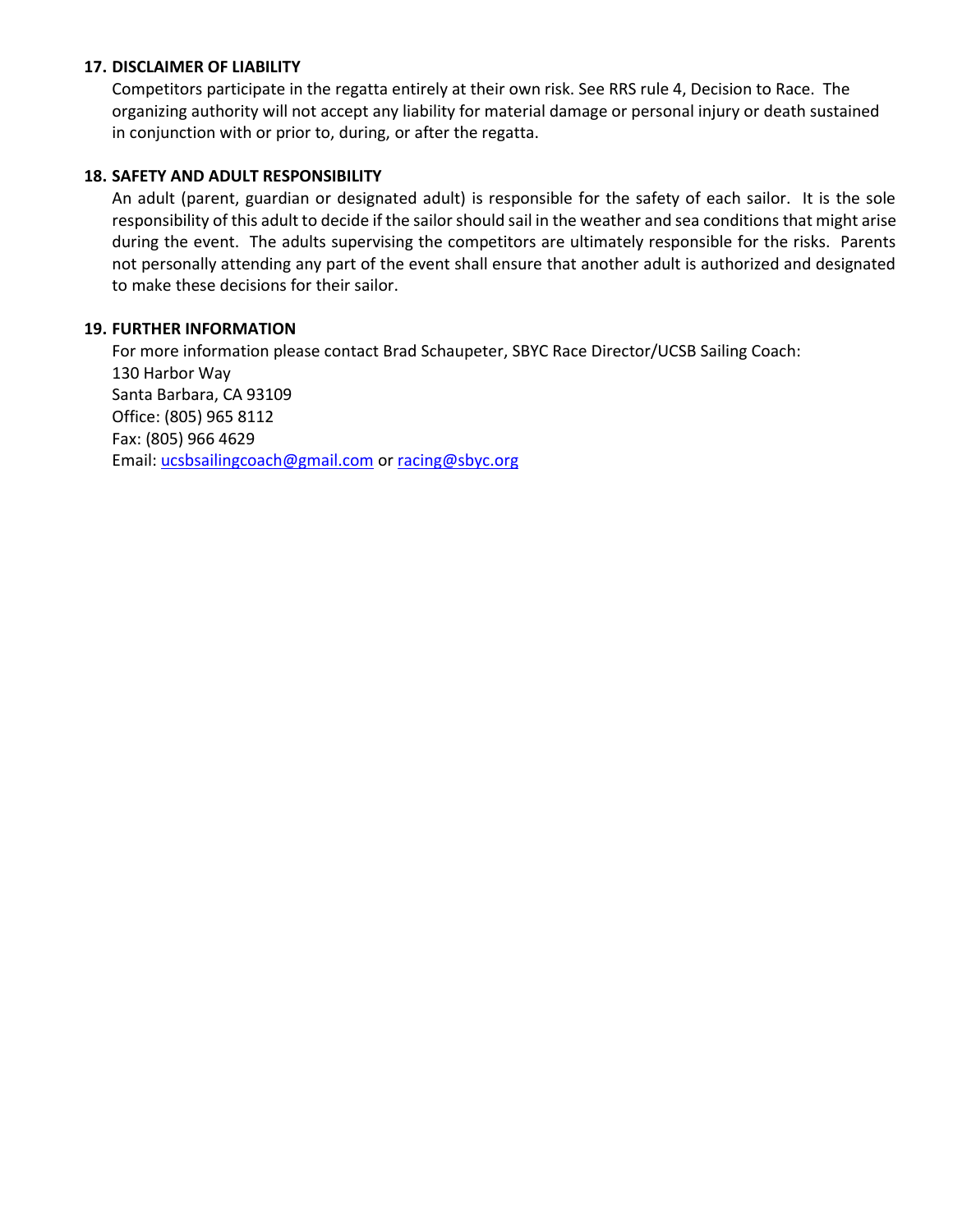**17. DISCLAIMER OF LIABILITY**

Competitors participate in the regatta entirely at their own risk. See RRS rule 4, Decision to Race. The organizing authority will not accept any liability for material damage or personal injury or death sustained in conjunction with or prior to, during, or after the regatta.

**18. SAFETY AND ADULT RESPONSIBILITY**

An adult (parent, guardian or designated adult) is responsible for the safety of each sailor. It is the sole responsibility of this adult to decide if the sailor should sail in the weather and sea conditions that might arise during the event. The adults supervising the competitors are ultimately responsible for the risks. Parents not personally attending any part of the event shall ensure that another adult is authorized and designated to make these decisions for their sailor.

**19. FURTHER INFORMATION**

For more information please contact Brad Schaupeter, SBYC Race Director/UCSB Sailing Coach:
130 Harbor Way
Santa Barbara, CA 93109
Office: (805) 965 8112
Fax: (805) 966 4629
Email: ucsbsailingcoach@gmail.com or racing@sbyc.org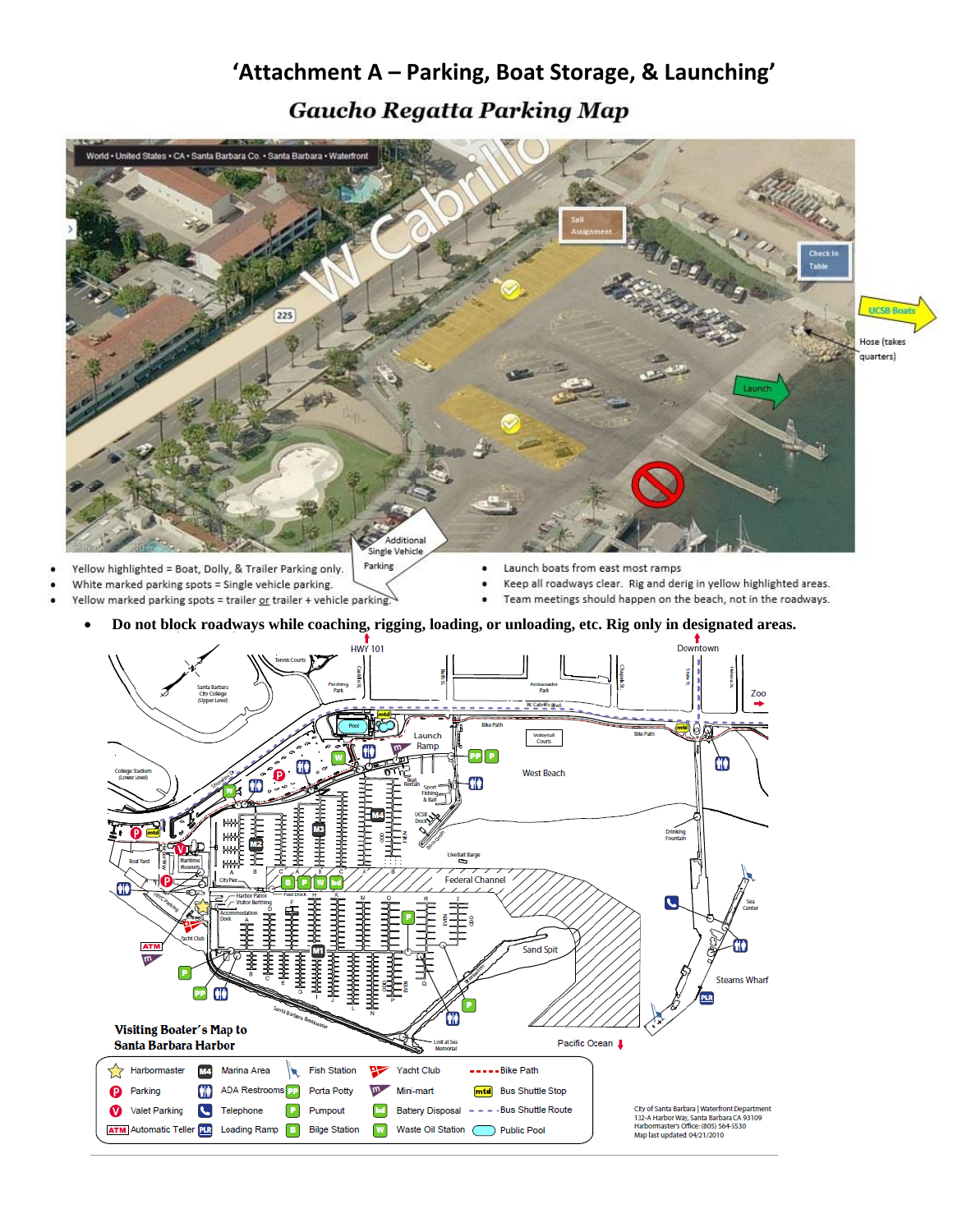# 'Attachment A – Parking, Boat Storage, & Launching'

## *Gaucho Regatta Parking Map*

World • United States • CA • Santa Barbara Co. • Santa Barbara • Waterfront

W Cabrillo

Sail Assignment

Check In Table

UCSB Boats

Hose (takes quarters)

Launch

Additional Single Vehicle Parking

- Yellow highlighted = Boat, Dolly, & Trailer Parking only.
- White marked parking spots = Single vehicle parking.
- Yellow marked parking spots = trailer or trailer + vehicle parking.
- Launch boats from east most ramps
- Keep all roadways clear. Rig and derig in yellow highlighted areas.
- Team meetings should happen on the beach, not in the roadways.

- **Do not block roadways while coaching, rigging, loading, or unloading, etc. Rig only in designated areas.**

HWY 101

Downtown

Zoo

Launch Ramp

West Beach

Federal Channel

Sand Spit

Stearns Wharf

Pacific Ocean

**Visiting Boater's Map to Santa Barbara Harbor**

Harbormaster, Parking, Valet Parking, Automatic Teller, Marina Area, ADA Restrooms, Telephone, Loading Ramp, Fish Station, Porta Potty, Pumpout, Bilge Station, Yacht Club, Mini-mart, Battery Disposal, Waste Oil Station, Bike Path, Bus Shuttle Stop, Bus Shuttle Route, Public Pool

City of Santa Barbara | Waterfront Department
132-A Harbor Way, Santa Barbara CA 93109
Harbormaster's Office: (805) 564-5530
Map last updated 04/21/2010